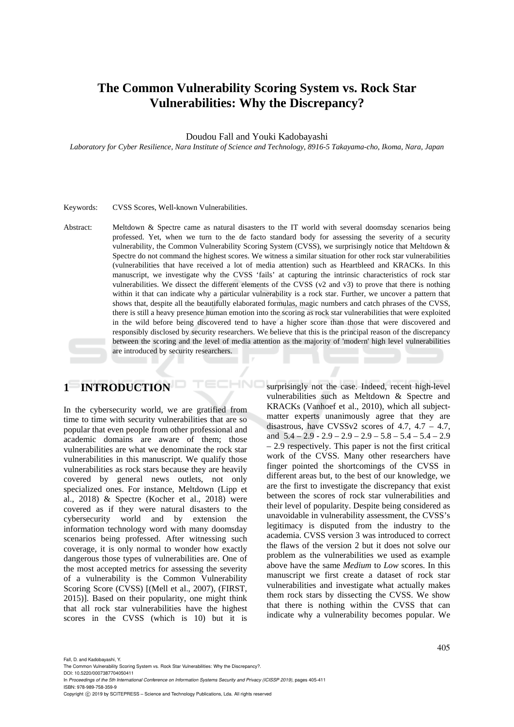# The Common Vulnerability Scoring System vs. Rock Star Vulnerabilities: Why the Discrepancy?

Doudou Fall and Youki Kadobayashi

*Laboratory for Cyber Resilience, Nara Institute of Science and Technology, 8916-5 Takayama-cho, Ikoma, Nara, Japan*

Keywords: CVSS Scores, Well-known Vulnerabilities.

Abstract: Meltdown & Spectre came as natural disasters to the IT world with several doomsday scenarios being professed. Yet, when we turn to the de facto standard body for assessing the severity of a security vulnerability, the Common Vulnerability Scoring System (CVSS), we surprisingly notice that Meltdown & Spectre do not command the highest scores. We witness a similar situation for other rock star vulnerabilities (vulnerabilities that have received a lot of media attention) such as Heartbleed and KRACKs. In this manuscript, we investigate why the CVSS 'fails' at capturing the intrinsic characteristics of rock star vulnerabilities. We dissect the different elements of the CVSS (v2 and v3) to prove that there is nothing within it that can indicate why a particular vulnerability is a rock star. Further, we uncover a pattern that shows that, despite all the beautifully elaborated formulas, magic numbers and catch phrases of the CVSS, there is still a heavy presence human emotion into the scoring as rock star vulnerabilities that were exploited in the wild before being discovered tend to have a higher score than those that were discovered and responsibly disclosed by security researchers. We believe that this is the principal reason of the discrepancy between the scoring and the level of media attention as the majority of 'modern' high level vulnerabilities are introduced by security researchers.

## 1 INTRODUCTION

In the cybersecurity world, we are gratified from time to time with security vulnerabilities that are so popular that even people from other professional and academic domains are aware of them; those vulnerabilities are what we denominate the rock star vulnerabilities in this manuscript. We qualify those vulnerabilities as rock stars because they are heavily covered by general news outlets, not only specialized ones. For instance, Meltdown (Lipp et al., 2018) & Spectre (Kocher et al., 2018) were covered as if they were natural disasters to the cybersecurity world and by extension the information technology word with many doomsday scenarios being professed. After witnessing such coverage, it is only normal to wonder how exactly dangerous those types of vulnerabilities are. One of the most accepted metrics for assessing the severity of a vulnerability is the Common Vulnerability Scoring Score (CVSS) [(Mell et al., 2007), (FIRST, 2015)]. Based on their popularity, one might think that all rock star vulnerabilities have the highest scores in the CVSS (which is 10) but it is surprisingly not the case. Indeed, recent high-level vulnerabilities such as Meltdown & Spectre and KRACKs (Vanhoef et al., 2010), which all subject-matter experts unanimously agree that they are disastrous, have CVSSv2 scores of 4.7, 4.7 – 4.7, and 5.4 – 2.9 - 2.9 – 2.9 – 2.9 – 5.8 – 5.4 – 5.4 – 2.9 – 2.9 respectively. This paper is not the first critical work of the CVSS. Many other researchers have finger pointed the shortcomings of the CVSS in different areas but, to the best of our knowledge, we are the first to investigate the discrepancy that exist between the scores of rock star vulnerabilities and their level of popularity. Despite being considered as unavoidable in vulnerability assessment, the CVSS's legitimacy is disputed from the industry to the academia. CVSS version 3 was introduced to correct the flaws of the version 2 but it does not solve our problem as the vulnerabilities we used as example above have the same *Medium* to *Low* scores. In this manuscript we first create a dataset of rock star vulnerabilities and investigate what actually makes them rock stars by dissecting the CVSS. We show that there is nothing within the CVSS that can indicate why a vulnerability becomes popular. We

Fall, D. and Kadobayashi, Y.
The Common Vulnerability Scoring System vs. Rock Star Vulnerabilities: Why the Discrepancy?.
DOI: 10.5220/0007387704050411
In *Proceedings of the 5th International Conference on Information Systems Security and Privacy (ICISSP 2019)*, pages 405-411
ISBN: 978-989-758-359-9
Copyright © 2019 by SCITEPRESS – Science and Technology Publications, Lda. All rights reserved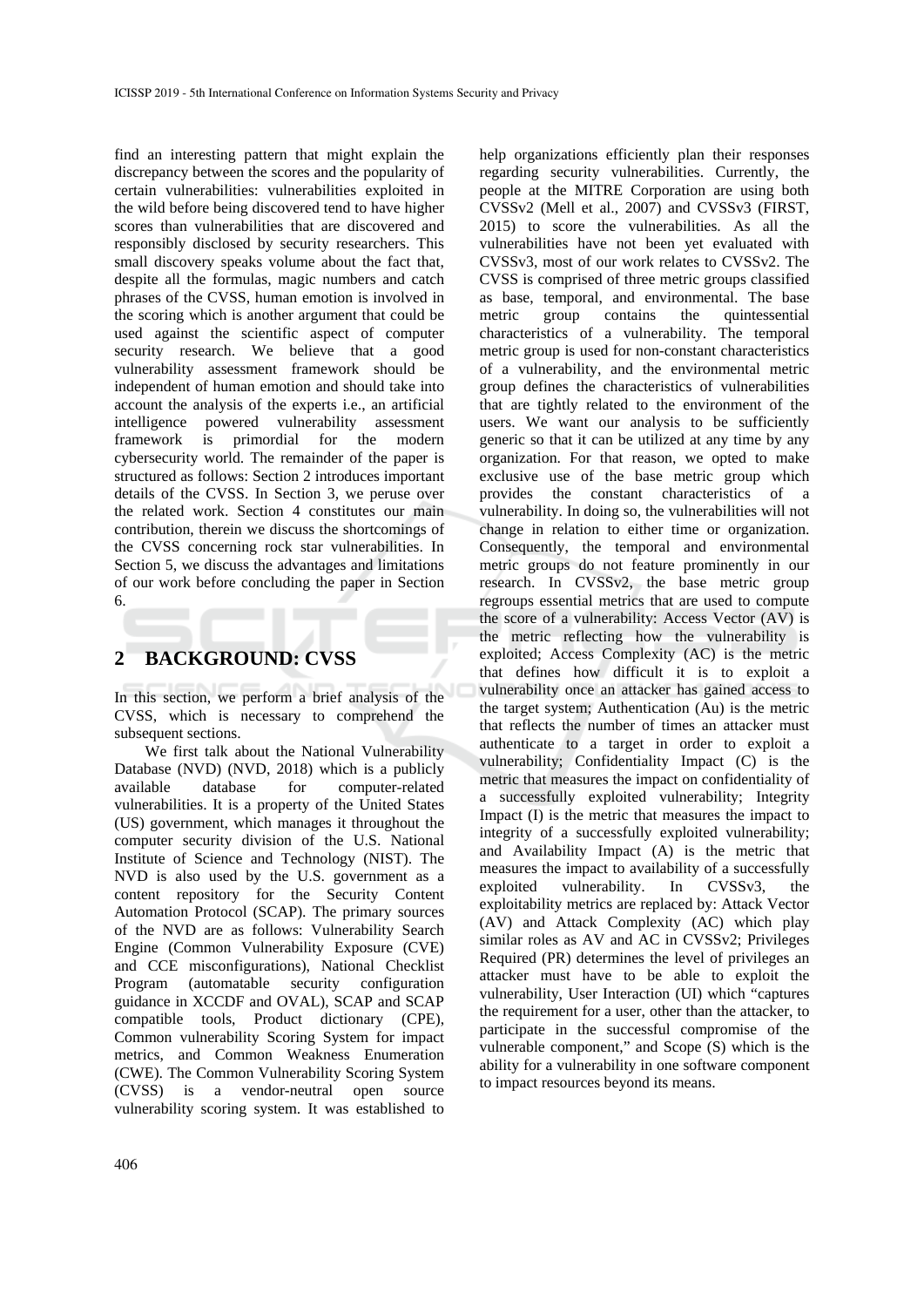find an interesting pattern that might explain the discrepancy between the scores and the popularity of certain vulnerabilities: vulnerabilities exploited in the wild before being discovered tend to have higher scores than vulnerabilities that are discovered and responsibly disclosed by security researchers. This small discovery speaks volume about the fact that, despite all the formulas, magic numbers and catch phrases of the CVSS, human emotion is involved in the scoring which is another argument that could be used against the scientific aspect of computer security research. We believe that a good vulnerability assessment framework should be independent of human emotion and should take into account the analysis of the experts i.e., an artificial intelligence powered vulnerability assessment framework is primordial for the modern cybersecurity world. The remainder of the paper is structured as follows: Section 2 introduces important details of the CVSS. In Section 3, we peruse over the related work. Section 4 constitutes our main contribution, therein we discuss the shortcomings of the CVSS concerning rock star vulnerabilities. In Section 5, we discuss the advantages and limitations of our work before concluding the paper in Section 6.

## 2 BACKGROUND: CVSS

In this section, we perform a brief analysis of the CVSS, which is necessary to comprehend the subsequent sections.

We first talk about the National Vulnerability Database (NVD) (NVD, 2018) which is a publicly available database for computer-related vulnerabilities. It is a property of the United States (US) government, which manages it throughout the computer security division of the U.S. National Institute of Science and Technology (NIST). The NVD is also used by the U.S. government as a content repository for the Security Content Automation Protocol (SCAP). The primary sources of the NVD are as follows: Vulnerability Search Engine (Common Vulnerability Exposure (CVE) and CCE misconfigurations), National Checklist Program (automatable security configuration guidance in XCCDF and OVAL), SCAP and SCAP compatible tools, Product dictionary (CPE), Common vulnerability Scoring System for impact metrics, and Common Weakness Enumeration (CWE). The Common Vulnerability Scoring System (CVSS) is a vendor-neutral open source vulnerability scoring system. It was established to help organizations efficiently plan their responses regarding security vulnerabilities. Currently, the people at the MITRE Corporation are using both CVSSv2 (Mell et al., 2007) and CVSSv3 (FIRST, 2015) to score the vulnerabilities. As all the vulnerabilities have not been yet evaluated with CVSSv3, most of our work relates to CVSSv2. The CVSS is comprised of three metric groups classified as base, temporal, and environmental. The base metric group contains the quintessential characteristics of a vulnerability. The temporal metric group is used for non-constant characteristics of a vulnerability, and the environmental metric group defines the characteristics of vulnerabilities that are tightly related to the environment of the users. We want our analysis to be sufficiently generic so that it can be utilized at any time by any organization. For that reason, we opted to make exclusive use of the base metric group which provides the constant characteristics of a vulnerability. In doing so, the vulnerabilities will not change in relation to either time or organization. Consequently, the temporal and environmental metric groups do not feature prominently in our research. In CVSSv2, the base metric group regroups essential metrics that are used to compute the score of a vulnerability: Access Vector (AV) is the metric reflecting how the vulnerability is exploited; Access Complexity (AC) is the metric that defines how difficult it is to exploit a vulnerability once an attacker has gained access to the target system; Authentication (Au) is the metric that reflects the number of times an attacker must authenticate to a target in order to exploit a vulnerability; Confidentiality Impact (C) is the metric that measures the impact on confidentiality of a successfully exploited vulnerability; Integrity Impact (I) is the metric that measures the impact to integrity of a successfully exploited vulnerability; and Availability Impact (A) is the metric that measures the impact to availability of a successfully exploited vulnerability. In CVSSv3, the exploitability metrics are replaced by: Attack Vector (AV) and Attack Complexity (AC) which play similar roles as AV and AC in CVSSv2; Privileges Required (PR) determines the level of privileges an attacker must have to be able to exploit the vulnerability, User Interaction (UI) which "captures the requirement for a user, other than the attacker, to participate in the successful compromise of the vulnerable component," and Scope (S) which is the ability for a vulnerability in one software component to impact resources beyond its means.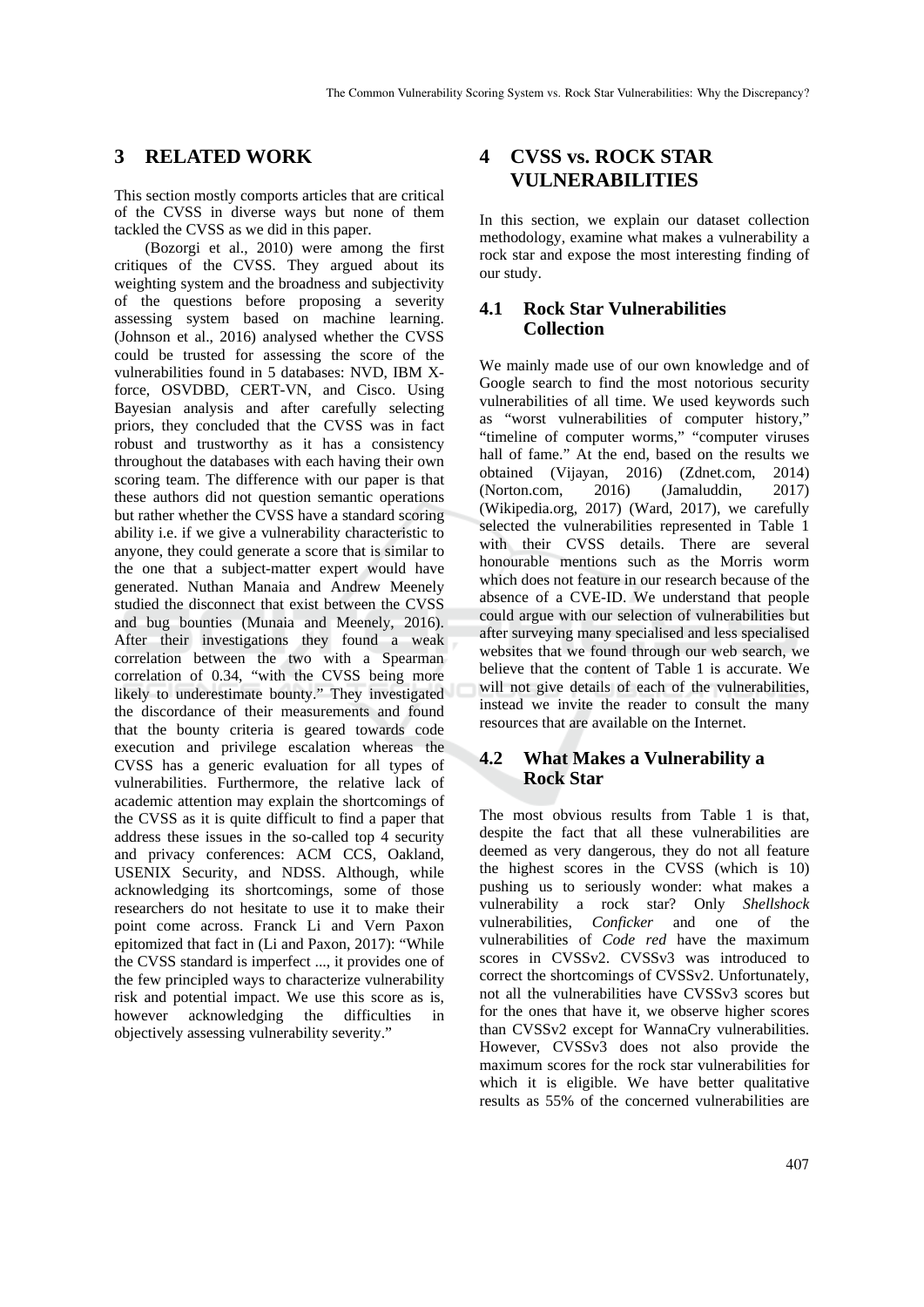## 3 RELATED WORK

This section mostly comports articles that are critical of the CVSS in diverse ways but none of them tackled the CVSS as we did in this paper.

(Bozorgi et al., 2010) were among the first critiques of the CVSS. They argued about its weighting system and the broadness and subjectivity of the questions before proposing a severity assessing system based on machine learning. (Johnson et al., 2016) analysed whether the CVSS could be trusted for assessing the score of the vulnerabilities found in 5 databases: NVD, IBM X-force, OSVDBD, CERT-VN, and Cisco. Using Bayesian analysis and after carefully selecting priors, they concluded that the CVSS was in fact robust and trustworthy as it has a consistency throughout the databases with each having their own scoring team. The difference with our paper is that these authors did not question semantic operations but rather whether the CVSS have a standard scoring ability i.e. if we give a vulnerability characteristic to anyone, they could generate a score that is similar to the one that a subject-matter expert would have generated. Nuthan Manaia and Andrew Meenely studied the disconnect that exist between the CVSS and bug bounties (Munaia and Meenely, 2016). After their investigations they found a weak correlation between the two with a Spearman correlation of 0.34, "with the CVSS being more likely to underestimate bounty." They investigated the discordance of their measurements and found that the bounty criteria is geared towards code execution and privilege escalation whereas the CVSS has a generic evaluation for all types of vulnerabilities. Furthermore, the relative lack of academic attention may explain the shortcomings of the CVSS as it is quite difficult to find a paper that address these issues in the so-called top 4 security and privacy conferences: ACM CCS, Oakland, USENIX Security, and NDSS. Although, while acknowledging its shortcomings, some of those researchers do not hesitate to use it to make their point come across. Franck Li and Vern Paxon epitomized that fact in (Li and Paxon, 2017): "While the CVSS standard is imperfect ..., it provides one of the few principled ways to characterize vulnerability risk and potential impact. We use this score as is, however acknowledging the difficulties in objectively assessing vulnerability severity."

## 4 CVSS vs. ROCK STAR VULNERABILITIES

In this section, we explain our dataset collection methodology, examine what makes a vulnerability a rock star and expose the most interesting finding of our study.

### 4.1 Rock Star Vulnerabilities Collection

We mainly made use of our own knowledge and of Google search to find the most notorious security vulnerabilities of all time. We used keywords such as "worst vulnerabilities of computer history," "timeline of computer worms," "computer viruses hall of fame." At the end, based on the results we obtained (Vijayan, 2016) (Zdnet.com, 2014) (Norton.com, 2016) (Jamaluddin, 2017) (Wikipedia.org, 2017) (Ward, 2017), we carefully selected the vulnerabilities represented in Table 1 with their CVSS details. There are several honourable mentions such as the Morris worm which does not feature in our research because of the absence of a CVE-ID. We understand that people could argue with our selection of vulnerabilities but after surveying many specialised and less specialised websites that we found through our web search, we believe that the content of Table 1 is accurate. We will not give details of each of the vulnerabilities, instead we invite the reader to consult the many resources that are available on the Internet.

### 4.2 What Makes a Vulnerability a Rock Star

The most obvious results from Table 1 is that, despite the fact that all these vulnerabilities are deemed as very dangerous, they do not all feature the highest scores in the CVSS (which is 10) pushing us to seriously wonder: what makes a vulnerability a rock star? Only *Shellshock* vulnerabilities, *Conficker* and one of the vulnerabilities of *Code red* have the maximum scores in CVSSv2. CVSSv3 was introduced to correct the shortcomings of CVSSv2. Unfortunately, not all the vulnerabilities have CVSSv3 scores but for the ones that have it, we observe higher scores than CVSSv2 except for WannaCry vulnerabilities. However, CVSSv3 does not also provide the maximum scores for the rock star vulnerabilities for which it is eligible. We have better qualitative results as 55% of the concerned vulnerabilities are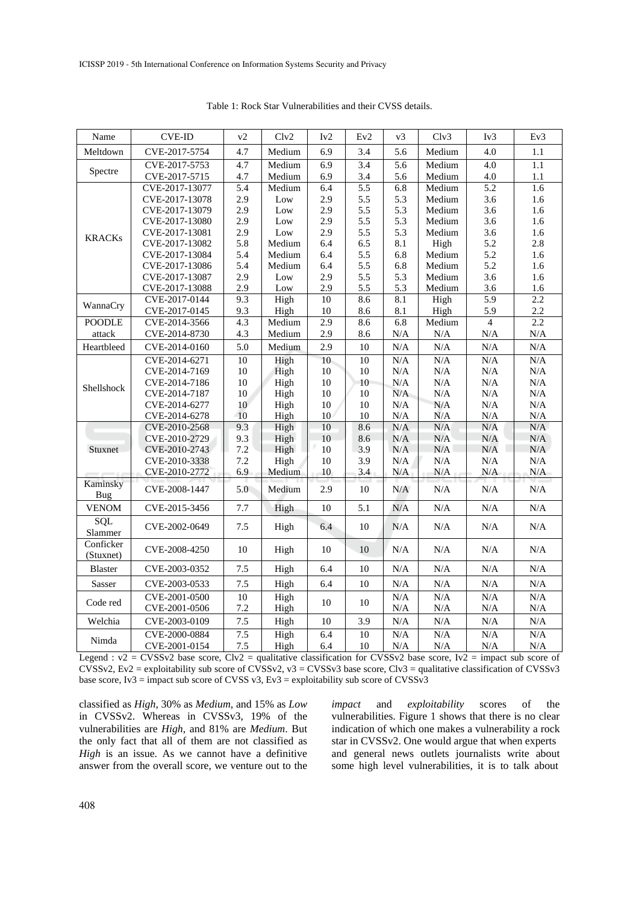Table 1: Rock Star Vulnerabilities and their CVSS details.

| Name | CVE-ID | v2 | Clv2 | Iv2 | Ev2 | v3 | Clv3 | Iv3 | Ev3 |
|---|---|---|---|---|---|---|---|---|---|
| Meltdown | CVE-2017-5754 | 4.7 | Medium | 6.9 | 3.4 | 5.6 | Medium | 4.0 | 1.1 |
| Spectre | CVE-2017-5753 | 4.7 | Medium | 6.9 | 3.4 | 5.6 | Medium | 4.0 | 1.1 |
| | CVE-2017-5715 | 4.7 | Medium | 6.9 | 3.4 | 5.6 | Medium | 4.0 | 1.1 |
| KRACKs | CVE-2017-13077 | 5.4 | Medium | 6.4 | 5.5 | 6.8 | Medium | 5.2 | 1.6 |
| | CVE-2017-13078 | 2.9 | Low | 2.9 | 5.5 | 5.3 | Medium | 3.6 | 1.6 |
| | CVE-2017-13079 | 2.9 | Low | 2.9 | 5.5 | 5.3 | Medium | 3.6 | 1.6 |
| | CVE-2017-13080 | 2.9 | Low | 2.9 | 5.5 | 5.3 | Medium | 3.6 | 1.6 |
| | CVE-2017-13081 | 2.9 | Low | 2.9 | 5.5 | 5.3 | Medium | 3.6 | 1.6 |
| | CVE-2017-13082 | 5.8 | Medium | 6.4 | 6.5 | 8.1 | High | 5.2 | 2.8 |
| | CVE-2017-13084 | 5.4 | Medium | 6.4 | 5.5 | 6.8 | Medium | 5.2 | 1.6 |
| | CVE-2017-13086 | 5.4 | Medium | 6.4 | 5.5 | 6.8 | Medium | 5.2 | 1.6 |
| | CVE-2017-13087 | 2.9 | Low | 2.9 | 5.5 | 5.3 | Medium | 3.6 | 1.6 |
| | CVE-2017-13088 | 2.9 | Low | 2.9 | 5.5 | 5.3 | Medium | 3.6 | 1.6 |
| WannaCry | CVE-2017-0144 | 9.3 | High | 10 | 8.6 | 8.1 | High | 5.9 | 2.2 |
| | CVE-2017-0145 | 9.3 | High | 10 | 8.6 | 8.1 | High | 5.9 | 2.2 |
| POODLE attack | CVE-2014-3566 | 4.3 | Medium | 2.9 | 8.6 | 6.8 | Medium | 4 | 2.2 |
| | CVE-2014-8730 | 4.3 | Medium | 2.9 | 8.6 | N/A | N/A | N/A | N/A |
| Heartbleed | CVE-2014-0160 | 5.0 | Medium | 2.9 | 10 | N/A | N/A | N/A | N/A |
| Shellshock | CVE-2014-6271 | 10 | High | 10 | 10 | N/A | N/A | N/A | N/A |
| | CVE-2014-7169 | 10 | High | 10 | 10 | N/A | N/A | N/A | N/A |
| | CVE-2014-7186 | 10 | High | 10 | 10 | N/A | N/A | N/A | N/A |
| | CVE-2014-7187 | 10 | High | 10 | 10 | N/A | N/A | N/A | N/A |
| | CVE-2014-6277 | 10 | High | 10 | 10 | N/A | N/A | N/A | N/A |
| | CVE-2014-6278 | 10 | High | 10 | 10 | N/A | N/A | N/A | N/A |
| Stuxnet | CVE-2010-2568 | 9.3 | High | 10 | 8.6 | N/A | N/A | N/A | N/A |
| | CVE-2010-2729 | 9.3 | High | 10 | 8.6 | N/A | N/A | N/A | N/A |
| | CVE-2010-2743 | 7.2 | High | 10 | 3.9 | N/A | N/A | N/A | N/A |
| | CVE-2010-3338 | 7.2 | High | 10 | 3.9 | N/A | N/A | N/A | N/A |
| | CVE-2010-2772 | 6.9 | Medium | 10 | 3.4 | N/A | N/A | N/A | N/A |
| Kaminsky Bug | CVE-2008-1447 | 5.0 | Medium | 2.9 | 10 | N/A | N/A | N/A | N/A |
| VENOM | CVE-2015-3456 | 7.7 | High | 10 | 5.1 | N/A | N/A | N/A | N/A |
| SQL Slammer | CVE-2002-0649 | 7.5 | High | 6.4 | 10 | N/A | N/A | N/A | N/A |
| Conficker (Stuxnet) | CVE-2008-4250 | 10 | High | 10 | 10 | N/A | N/A | N/A | N/A |
| Blaster | CVE-2003-0352 | 7.5 | High | 6.4 | 10 | N/A | N/A | N/A | N/A |
| Sasser | CVE-2003-0533 | 7.5 | High | 6.4 | 10 | N/A | N/A | N/A | N/A |
| Code red | CVE-2001-0500 | 10 | High | 10 | 10 | N/A | N/A | N/A | N/A |
| | CVE-2001-0506 | 7.2 | High | | | N/A | N/A | N/A | N/A |
| Welchia | CVE-2003-0109 | 7.5 | High | 10 | 3.9 | N/A | N/A | N/A | N/A |
| Nimda | CVE-2000-0884 | 7.5 | High | 6.4 | 10 | N/A | N/A | N/A | N/A |
| | CVE-2001-0154 | 7.5 | High | 6.4 | 10 | N/A | N/A | N/A | N/A |

Legend : v2 = CVSSv2 base score, Clv2 = qualitative classification for CVSSv2 base score, Iv2 = impact sub score of CVSSv2, Ev2 = exploitability sub score of CVSSv2, v3 = CVSSv3 base score, Clv3 = qualitative classification of CVSSv3 base score, Iv3 = impact sub score of CVSS v3, Ev3 = exploitability sub score of CVSSv3

classified as *High*, 30% as *Medium*, and 15% as *Low* in CVSSv2. Whereas in CVSSv3, 19% of the vulnerabilities are *High*, and 81% are *Medium*. But the only fact that all of them are not classified as *High* is an issue. As we cannot have a definitive answer from the overall score, we venture out to the *impact* and *exploitability* scores of the vulnerabilities. Figure 1 shows that there is no clear indication of which one makes a vulnerability a rock star in CVSSv2. One would argue that when experts and general news outlets journalists write about some high level vulnerabilities, it is to talk about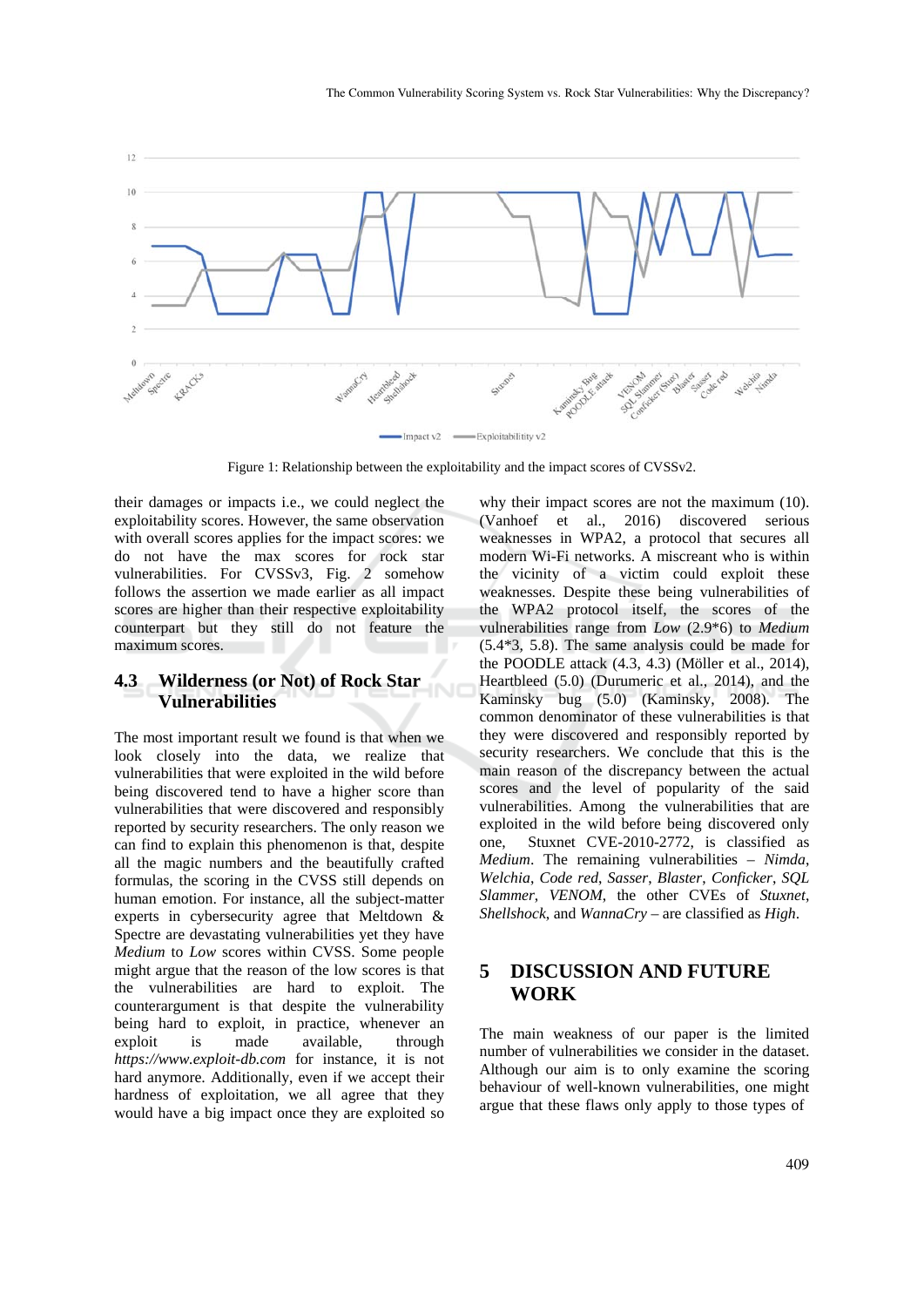Figure 1: Relationship between the exploitability and the impact scores of CVSSv2.

their damages or impacts i.e., we could neglect the exploitability scores. However, the same observation with overall scores applies for the impact scores: we do not have the max scores for rock star vulnerabilities. For CVSSv3, Fig. 2 somehow follows the assertion we made earlier as all impact scores are higher than their respective exploitability counterpart but they still do not feature the maximum scores.

### 4.3 Wilderness (or Not) of Rock Star Vulnerabilities

The most important result we found is that when we look closely into the data, we realize that vulnerabilities that were exploited in the wild before being discovered tend to have a higher score than vulnerabilities that were discovered and responsibly reported by security researchers. The only reason we can find to explain this phenomenon is that, despite all the magic numbers and the beautifully crafted formulas, the scoring in the CVSS still depends on human emotion. For instance, all the subject-matter experts in cybersecurity agree that Meltdown & Spectre are devastating vulnerabilities yet they have *Medium* to *Low* scores within CVSS. Some people might argue that the reason of the low scores is that the vulnerabilities are hard to exploit. The counterargument is that despite the vulnerability being hard to exploit, in practice, whenever an exploit is made available, through *https://www.exploit-db.com* for instance, it is not hard anymore. Additionally, even if we accept their hardness of exploitation, we all agree that they would have a big impact once they are exploited so why their impact scores are not the maximum (10). (Vanhoef et al., 2016) discovered serious weaknesses in WPA2, a protocol that secures all modern Wi-Fi networks. A miscreant who is within the vicinity of a victim could exploit these weaknesses. Despite these being vulnerabilities of the WPA2 protocol itself, the scores of the vulnerabilities range from *Low* (2.9*6) to *Medium* (5.4*3, 5.8). The same analysis could be made for the POODLE attack (4.3, 4.3) (Möller et al., 2014), Heartbleed (5.0) (Durumeric et al., 2014), and the Kaminsky bug (5.0) (Kaminsky, 2008). The common denominator of these vulnerabilities is that they were discovered and responsibly reported by security researchers. We conclude that this is the main reason of the discrepancy between the actual scores and the level of popularity of the said vulnerabilities. Among the vulnerabilities that are exploited in the wild before being discovered only one, Stuxnet CVE-2010-2772, is classified as *Medium*. The remaining vulnerabilities – *Nimda*, *Welchia*, *Code red*, *Sasser*, *Blaster*, *Conficker*, *SQL Slammer*, *VENOM*, the other CVEs of *Stuxnet*, *Shellshock*, and *WannaCry* – are classified as *High*.

## 5 DISCUSSION AND FUTURE WORK

The main weakness of our paper is the limited number of vulnerabilities we consider in the dataset. Although our aim is to only examine the scoring behaviour of well-known vulnerabilities, one might argue that these flaws only apply to those types of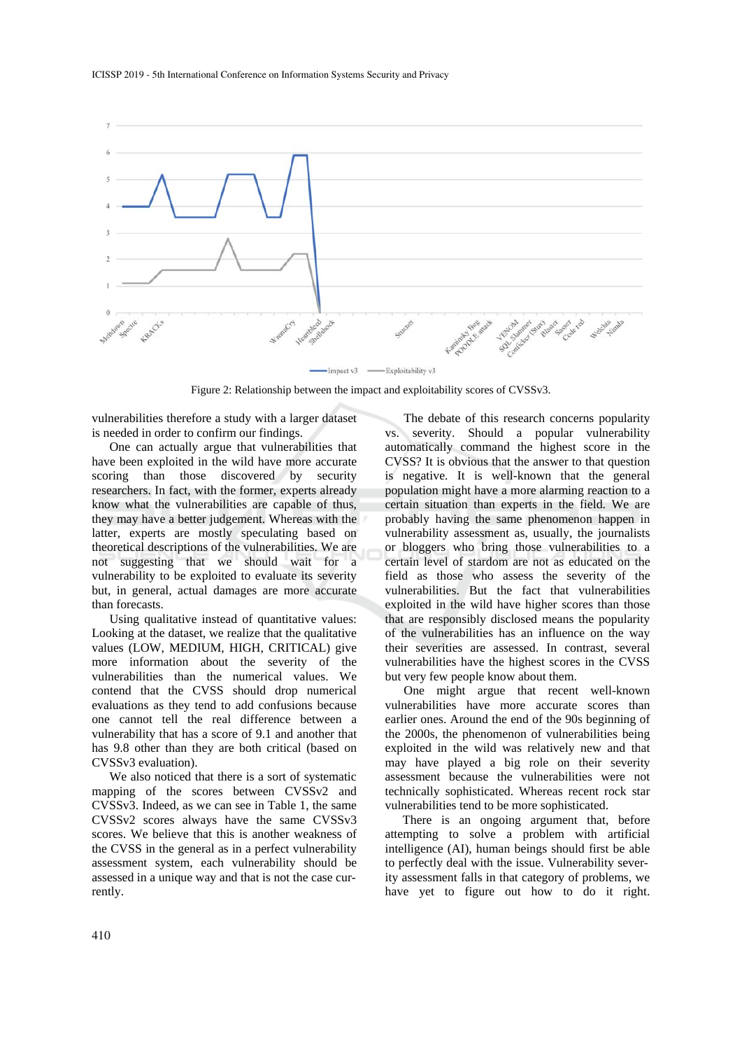Figure 2: Relationship between the impact and exploitability scores of CVSSv3.

vulnerabilities therefore a study with a larger dataset is needed in order to confirm our findings.

One can actually argue that vulnerabilities that have been exploited in the wild have more accurate scoring than those discovered by security researchers. In fact, with the former, experts already know what the vulnerabilities are capable of thus, they may have a better judgement. Whereas with the latter, experts are mostly speculating based on theoretical descriptions of the vulnerabilities. We are not suggesting that we should wait for a vulnerability to be exploited to evaluate its severity but, in general, actual damages are more accurate than forecasts.

Using qualitative instead of quantitative values: Looking at the dataset, we realize that the qualitative values (LOW, MEDIUM, HIGH, CRITICAL) give more information about the severity of the vulnerabilities than the numerical values. We contend that the CVSS should drop numerical evaluations as they tend to add confusions because one cannot tell the real difference between a vulnerability that has a score of 9.1 and another that has 9.8 other than they are both critical (based on CVSSv3 evaluation).

We also noticed that there is a sort of systematic mapping of the scores between CVSSv2 and CVSSv3. Indeed, as we can see in Table 1, the same CVSSv2 scores always have the same CVSSv3 scores. We believe that this is another weakness of the CVSS in the general as in a perfect vulnerability assessment system, each vulnerability should be assessed in a unique way and that is not the case currently.

The debate of this research concerns popularity vs. severity. Should a popular vulnerability automatically command the highest score in the CVSS? It is obvious that the answer to that question is negative. It is well-known that the general population might have a more alarming reaction to a certain situation than experts in the field. We are probably having the same phenomenon happen in vulnerability assessment as, usually, the journalists or bloggers who bring those vulnerabilities to a certain level of stardom are not as educated on the field as those who assess the severity of the vulnerabilities. But the fact that vulnerabilities exploited in the wild have higher scores than those that are responsibly disclosed means the popularity of the vulnerabilities has an influence on the way their severities are assessed. In contrast, several vulnerabilities have the highest scores in the CVSS but very few people know about them.

One might argue that recent well-known vulnerabilities have more accurate scores than earlier ones. Around the end of the 90s beginning of the 2000s, the phenomenon of vulnerabilities being exploited in the wild was relatively new and that may have played a big role on their severity assessment because the vulnerabilities were not technically sophisticated. Whereas recent rock star vulnerabilities tend to be more sophisticated.

There is an ongoing argument that, before attempting to solve a problem with artificial intelligence (AI), human beings should first be able to perfectly deal with the issue. Vulnerability severity assessment falls in that category of problems, we have yet to figure out how to do it right.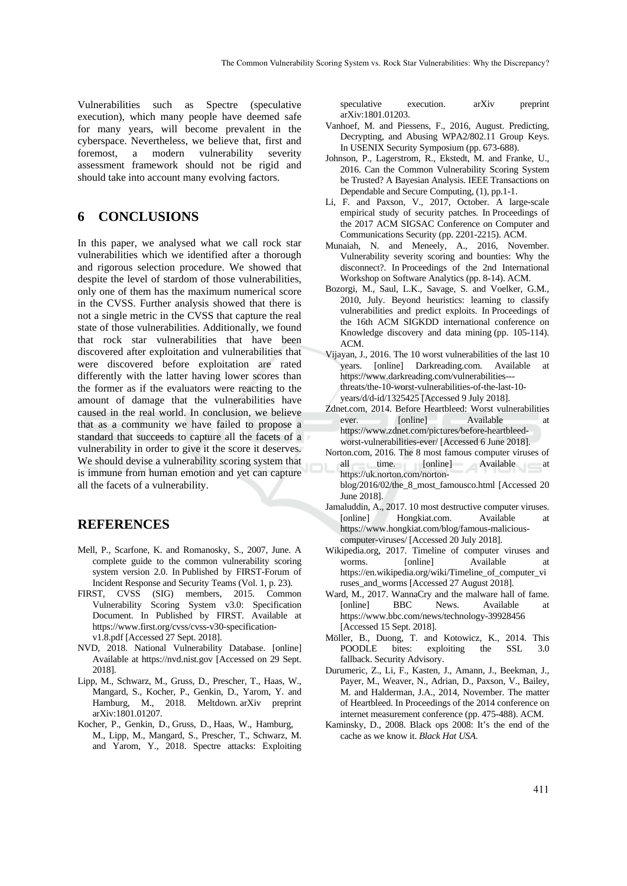Vulnerabilities such as Spectre (speculative execution), which many people have deemed safe for many years, will become prevalent in the cyberspace. Nevertheless, we believe that, first and foremost, a modern vulnerability severity assessment framework should not be rigid and should take into account many evolving factors.

## 6 CONCLUSIONS

In this paper, we analysed what we call rock star vulnerabilities which we identified after a thorough and rigorous selection procedure. We showed that despite the level of stardom of those vulnerabilities, only one of them has the maximum numerical score in the CVSS. Further analysis showed that there is not a single metric in the CVSS that capture the real state of those vulnerabilities. Additionally, we found that rock star vulnerabilities that have been discovered after exploitation and vulnerabilities that were discovered before exploitation are rated differently with the latter having lower scores than the former as if the evaluators were reacting to the amount of damage that the vulnerabilities have caused in the real world. In conclusion, we believe that as a community we have failed to propose a standard that succeeds to capture all the facets of a vulnerability in order to give it the score it deserves. We should devise a vulnerability scoring system that is immune from human emotion and yet can capture all the facets of a vulnerability.

## REFERENCES

Mell, P., Scarfone, K. and Romanosky, S., 2007, June. A complete guide to the common vulnerability scoring system version 2.0. In Published by FIRST-Forum of Incident Response and Security Teams (Vol. 1, p. 23).

FIRST, CVSS (SIG) members, 2015. Common Vulnerability Scoring System v3.0: Specification Document. In Published by FIRST. Available at https://www.first.org/cvss/cvss-v30-specification-v1.8.pdf [Accessed 27 Sept. 2018].

NVD, 2018. National Vulnerability Database. [online] Available at https://nvd.nist.gov [Accessed on 29 Sept. 2018].

Lipp, M., Schwarz, M., Gruss, D., Prescher, T., Haas, W., Mangard, S., Kocher, P., Genkin, D., Yarom, Y. and Hamburg, M., 2018. Meltdown. arXiv preprint arXiv:1801.01207.

Kocher, P., Genkin, D., Gruss, D., Haas, W., Hamburg, M., Lipp, M., Mangard, S., Prescher, T., Schwarz, M. and Yarom, Y., 2018. Spectre attacks: Exploiting speculative execution. arXiv preprint arXiv:1801.01203.

Vanhoef, M. and Piessens, F., 2016, August. Predicting, Decrypting, and Abusing WPA2/802.11 Group Keys. In USENIX Security Symposium (pp. 673-688).

Johnson, P., Lagerstrom, R., Ekstedt, M. and Franke, U., 2016. Can the Common Vulnerability Scoring System be Trusted? A Bayesian Analysis. IEEE Transactions on Dependable and Secure Computing, (1), pp.1-1.

Li, F. and Paxson, V., 2017, October. A large-scale empirical study of security patches. In Proceedings of the 2017 ACM SIGSAC Conference on Computer and Communications Security (pp. 2201-2215). ACM.

Munaiah, N. and Meneely, A., 2016, November. Vulnerability severity scoring and bounties: Why the disconnect?. In Proceedings of the 2nd International Workshop on Software Analytics (pp. 8-14). ACM.

Bozorgi, M., Saul, L.K., Savage, S. and Voelker, G.M., 2010, July. Beyond heuristics: learning to classify vulnerabilities and predict exploits. In Proceedings of the 16th ACM SIGKDD international conference on Knowledge discovery and data mining (pp. 105-114). ACM.

Vijayan, J., 2016. The 10 worst vulnerabilities of the last 10 years. [online] Darkreading.com. Available at https://www.darkreading.com/vulnerabilities---threats/the-10-worst-vulnerabilities-of-the-last-10-years/d/d-id/1325425 [Accessed 9 July 2018].

Zdnet.com, 2014. Before Heartbleed: Worst vulnerabilities ever. [online] Available at https://www.zdnet.com/pictures/before-heartbleed-worst-vulnerabilities-ever/ [Accessed 6 June 2018].

Norton.com, 2016. The 8 most famous computer viruses of all time. [online] Available at https://uk.norton.com/norton-blog/2016/02/the_8_most_famousco.html [Accessed 20 June 2018].

Jamaluddin, A., 2017. 10 most destructive computer viruses. [online] Hongkiat.com. Available at https://www.hongkiat.com/blog/famous-malicious-computer-viruses/ [Accessed 20 July 2018].

Wikipedia.org, 2017. Timeline of computer viruses and worms. [online] Available at https://en.wikipedia.org/wiki/Timeline_of_computer_viruses_and_worms [Accessed 27 August 2018].

Ward, M., 2017. WannaCry and the malware hall of fame. [online] BBC News. Available at https://www.bbc.com/news/technology-39928456 [Accessed 15 Sept. 2018].

Möller, B., Duong, T. and Kotowicz, K., 2014. This POODLE bites: exploiting the SSL 3.0 fallback. Security Advisory.

Durumeric, Z., Li, F., Kasten, J., Amann, J., Beekman, J., Payer, M., Weaver, N., Adrian, D., Paxson, V., Bailey, M. and Halderman, J.A., 2014, November. The matter of Heartbleed. In Proceedings of the 2014 conference on internet measurement conference (pp. 475-488). ACM.

Kaminsky, D., 2008. Black ops 2008: It's the end of the cache as we know it. *Black Hat USA*.